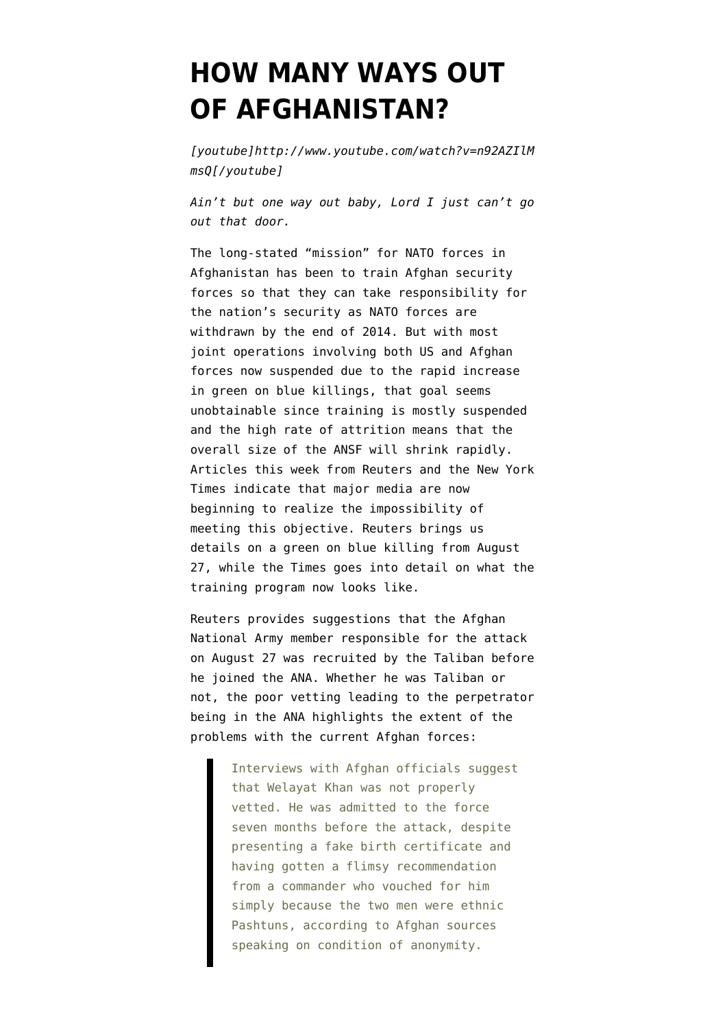# HOW MANY WAYS OUT OF AFGHANISTAN?

*[youtube]http://www.youtube.com/watch?v=n92AZIlMmsQ[/youtube]*

*Ain't but one way out baby, Lord I just can't go out that door.*

The long-stated "mission" for NATO forces in Afghanistan has been to train Afghan security forces so that they can take responsibility for the nation's security as NATO forces are withdrawn by the end of 2014. But with most joint operations involving both US and Afghan forces now suspended due to the rapid increase in green on blue killings, that goal seems unobtainable since training is mostly suspended and the high rate of attrition means that the overall size of the ANSF will shrink rapidly. Articles this week from Reuters and the New York Times indicate that major media are now beginning to realize the impossibility of meeting this objective. Reuters brings us details on a green on blue killing from August 27, while the Times goes into detail on what the training program now looks like.

Reuters provides suggestions that the Afghan National Army member responsible for the attack on August 27 was recruited by the Taliban before he joined the ANA. Whether he was Taliban or not, the poor vetting leading to the perpetrator being in the ANA highlights the extent of the problems with the current Afghan forces:

> Interviews with Afghan officials suggest that Welayat Khan was not properly vetted. He was admitted to the force seven months before the attack, despite presenting a fake birth certificate and having gotten a flimsy recommendation from a commander who vouched for him simply because the two men were ethnic Pashtuns, according to Afghan sources speaking on condition of anonymity.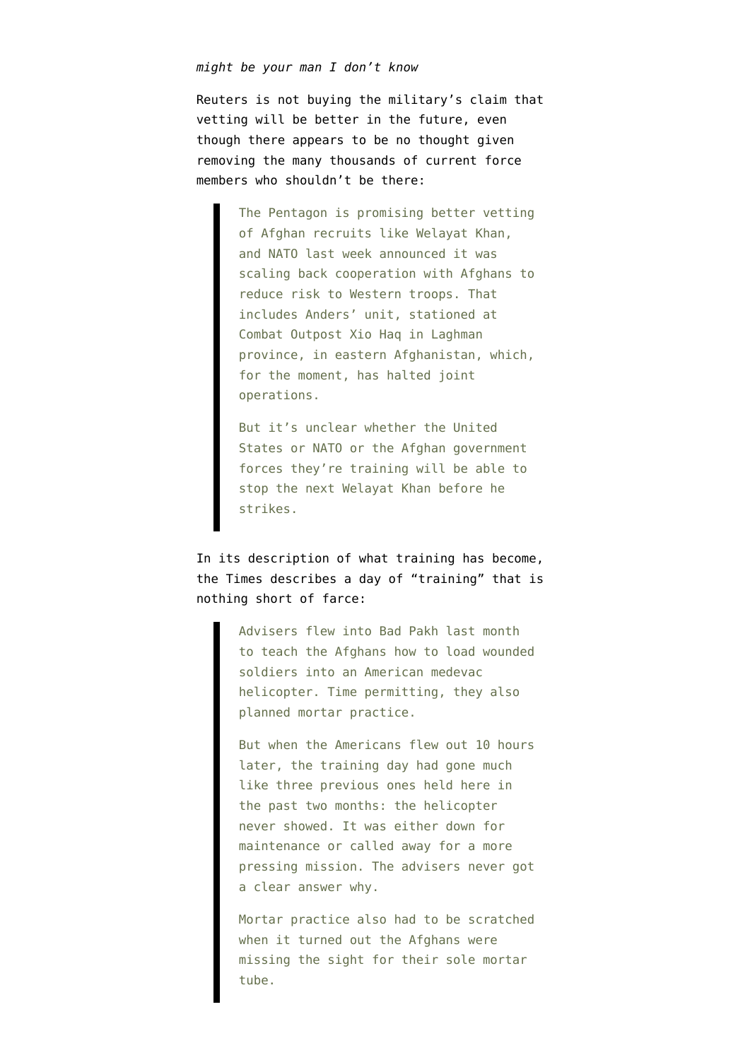*might be your man I don't know*

Reuters is not buying the military's claim that vetting will be better in the future, even though there appears to be no thought given removing the many thousands of current force members who shouldn't be there:

> The Pentagon is promising better vetting of Afghan recruits like Welayat Khan, and NATO last week announced it was scaling back cooperation with Afghans to reduce risk to Western troops. That includes Anders' unit, stationed at Combat Outpost Xio Haq in Laghman province, in eastern Afghanistan, which, for the moment, has halted joint operations.
>
> But it's unclear whether the United States or NATO or the Afghan government forces they're training will be able to stop the next Welayat Khan before he strikes.

In its description of what training has become, the Times describes a day of "training" that is nothing short of farce:

> Advisers flew into Bad Pakh last month to teach the Afghans how to load wounded soldiers into an American medevac helicopter. Time permitting, they also planned mortar practice.
>
> But when the Americans flew out 10 hours later, the training day had gone much like three previous ones held here in the past two months: the helicopter never showed. It was either down for maintenance or called away for a more pressing mission. The advisers never got a clear answer why.
>
> Mortar practice also had to be scratched when it turned out the Afghans were missing the sight for their sole mortar tube.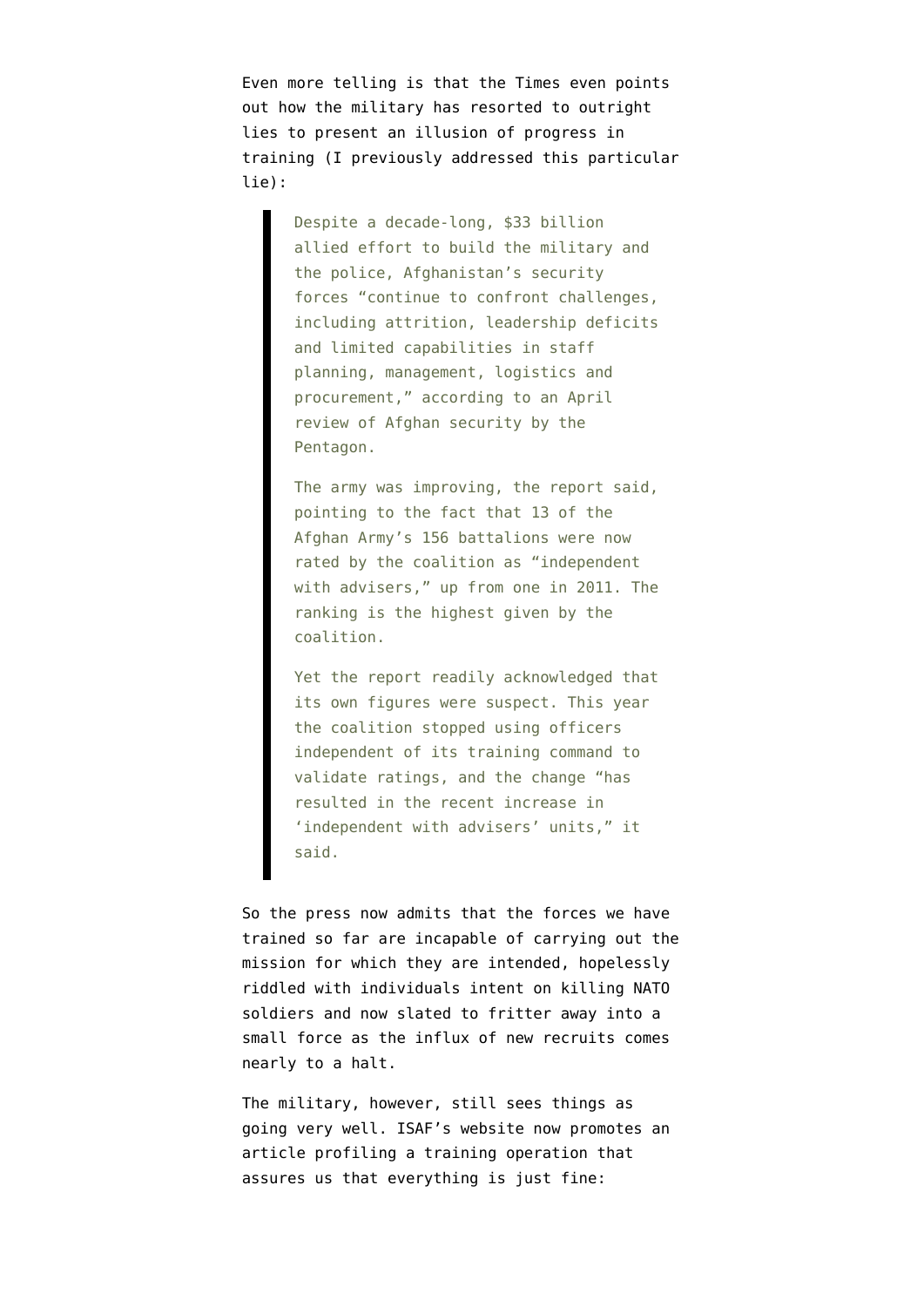Even more telling is that the Times even points out how the military has resorted to outright lies to present an illusion of progress in training (I previously addressed this particular lie):

> Despite a decade-long, $33 billion allied effort to build the military and the police, Afghanistan's security forces "continue to confront challenges, including attrition, leadership deficits and limited capabilities in staff planning, management, logistics and procurement," according to an April review of Afghan security by the Pentagon.
>
> The army was improving, the report said, pointing to the fact that 13 of the Afghan Army's 156 battalions were now rated by the coalition as "independent with advisers," up from one in 2011. The ranking is the highest given by the coalition.
>
> Yet the report readily acknowledged that its own figures were suspect. This year the coalition stopped using officers independent of its training command to validate ratings, and the change "has resulted in the recent increase in 'independent with advisers' units," it said.

So the press now admits that the forces we have trained so far are incapable of carrying out the mission for which they are intended, hopelessly riddled with individuals intent on killing NATO soldiers and now slated to fritter away into a small force as the influx of new recruits comes nearly to a halt.

The military, however, still sees things as going very well. ISAF's website now promotes an article profiling a training operation that assures us that everything is just fine: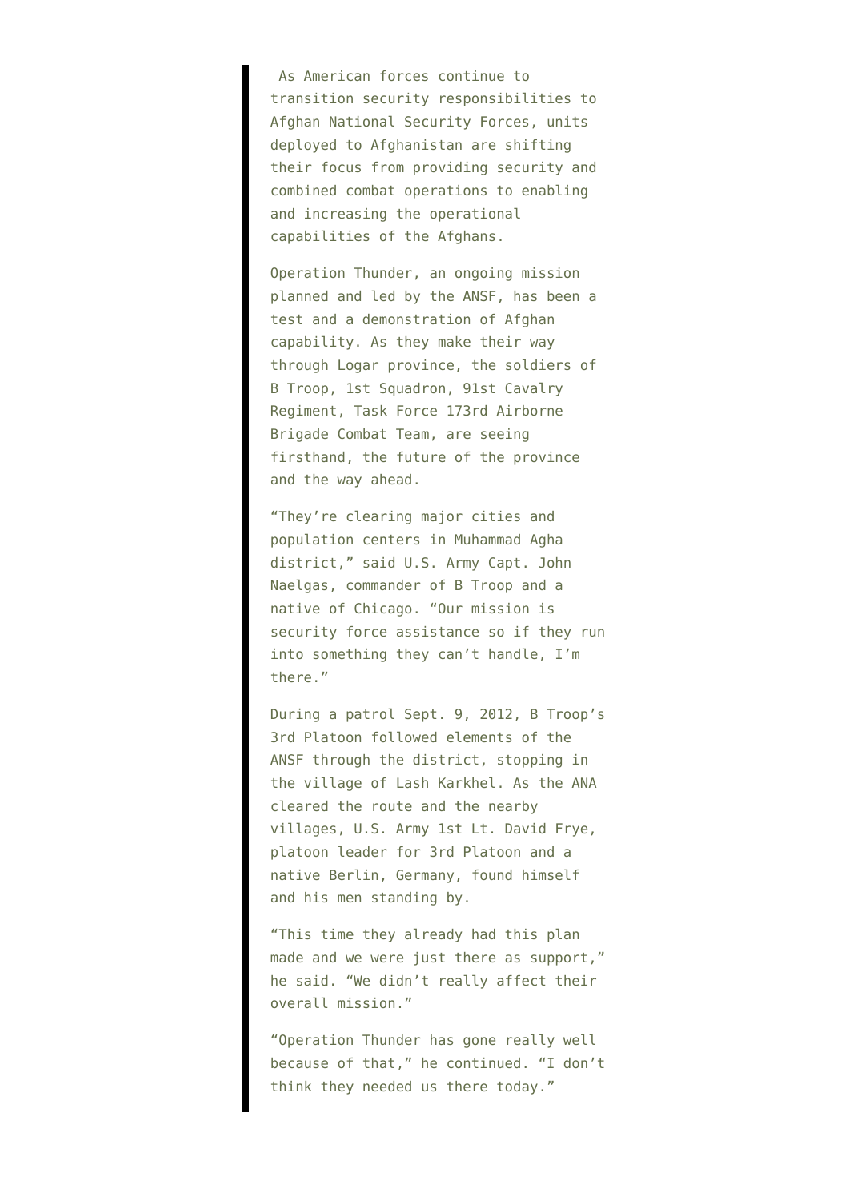As American forces continue to transition security responsibilities to Afghan National Security Forces, units deployed to Afghanistan are shifting their focus from providing security and combined combat operations to enabling and increasing the operational capabilities of the Afghans.

Operation Thunder, an ongoing mission planned and led by the ANSF, has been a test and a demonstration of Afghan capability. As they make their way through Logar province, the soldiers of B Troop, 1st Squadron, 91st Cavalry Regiment, Task Force 173rd Airborne Brigade Combat Team, are seeing firsthand, the future of the province and the way ahead.

"They're clearing major cities and population centers in Muhammad Agha district," said U.S. Army Capt. John Naelgas, commander of B Troop and a native of Chicago. "Our mission is security force assistance so if they run into something they can't handle, I'm there."

During a patrol Sept. 9, 2012, B Troop's 3rd Platoon followed elements of the ANSF through the district, stopping in the village of Lash Karkhel. As the ANA cleared the route and the nearby villages, U.S. Army 1st Lt. David Frye, platoon leader for 3rd Platoon and a native Berlin, Germany, found himself and his men standing by.

"This time they already had this plan made and we were just there as support," he said. "We didn't really affect their overall mission."

"Operation Thunder has gone really well because of that," he continued. "I don't think they needed us there today."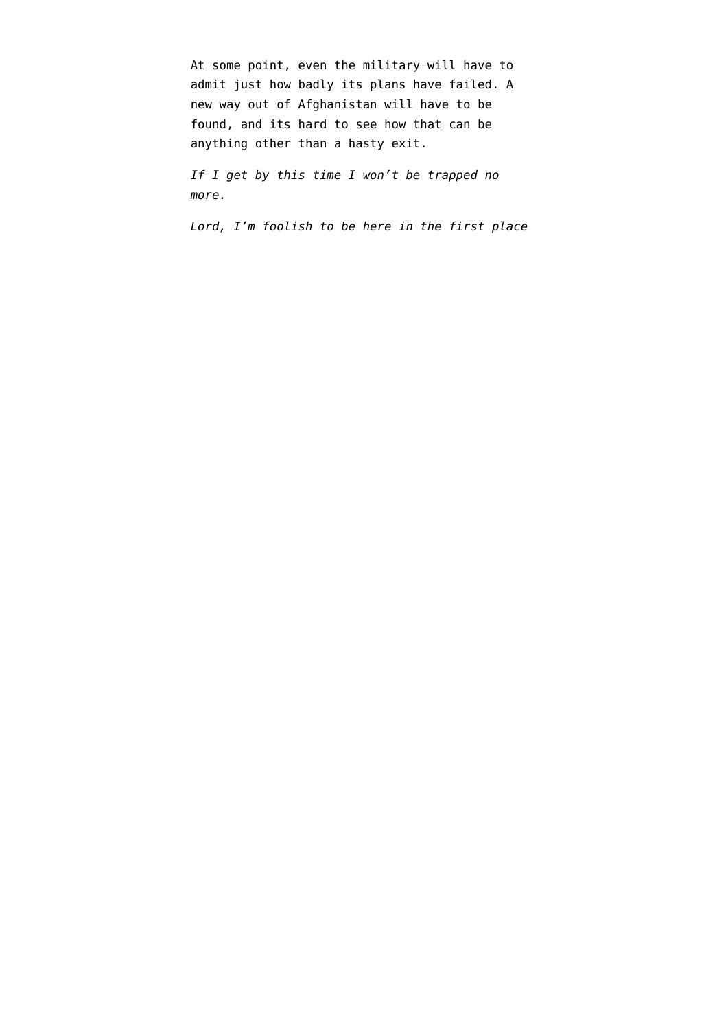At some point, even the military will have to admit just how badly its plans have failed. A new way out of Afghanistan will have to be found, and its hard to see how that can be anything other than a hasty exit.

*If I get by this time I won't be trapped no more.*

*Lord, I'm foolish to be here in the first place*